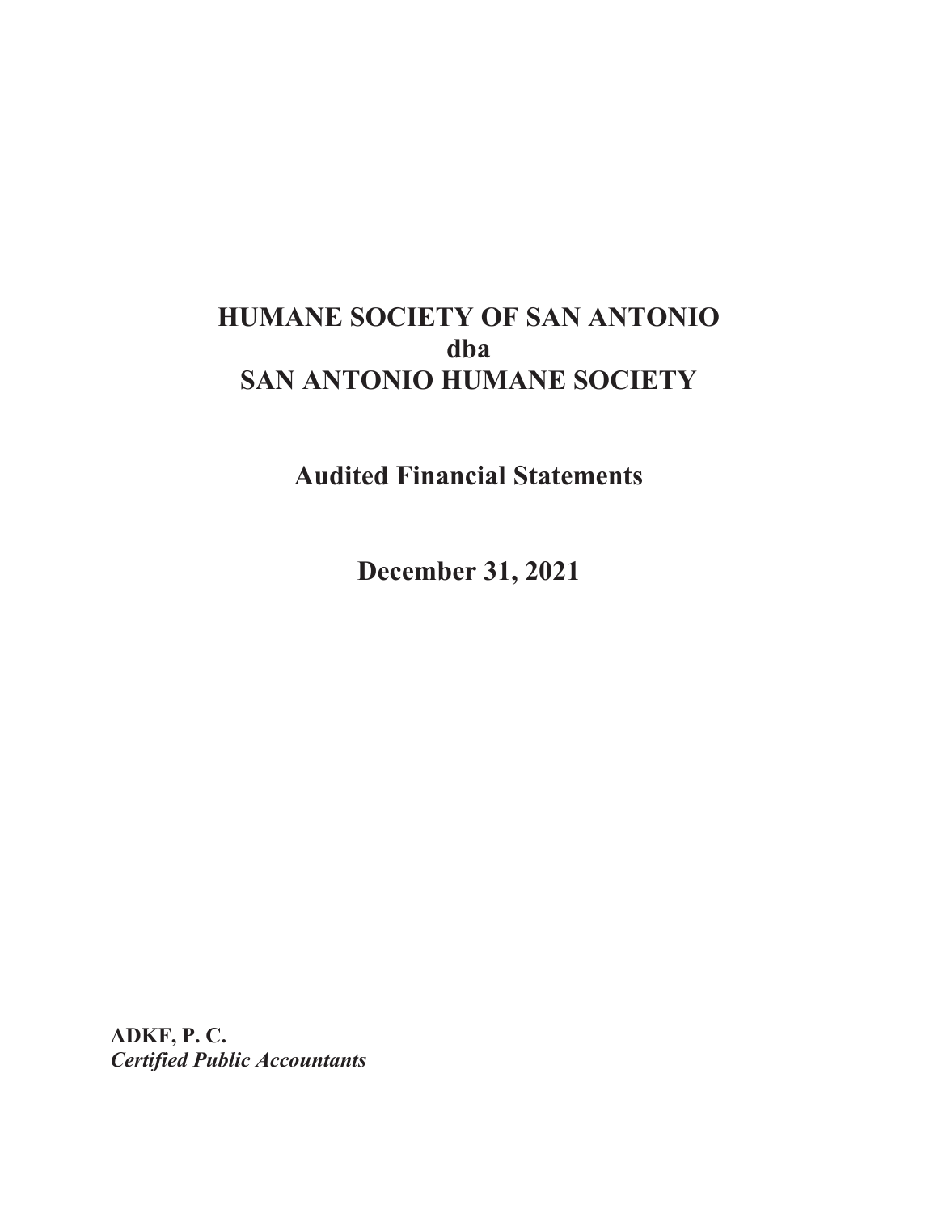# HUMANE SOCIETY OF SAN ANTONIO
# dba
# SAN ANTONIO HUMANE SOCIETY

## Audited Financial Statements

## December 31, 2021

**ADKF, P. C.**
***Certified Public Accountants***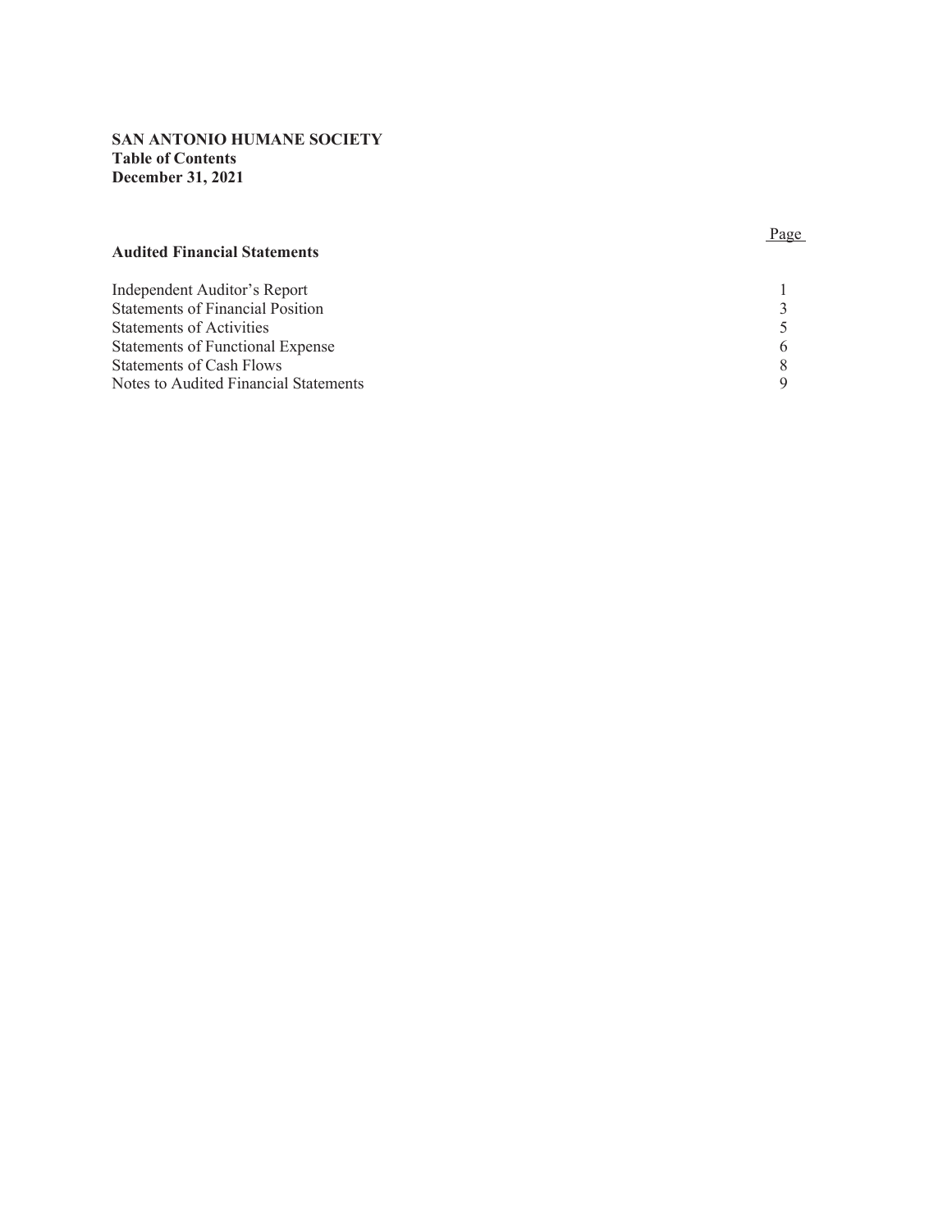**SAN ANTONIO HUMANE SOCIETY**
**Table of Contents**
**December 31, 2021**

| **Audited Financial Statements** | Page |
|---|---|
| Independent Auditor's Report | 1 |
| Statements of Financial Position | 3 |
| Statements of Activities | 5 |
| Statements of Functional Expense | 6 |
| Statements of Cash Flows | 8 |
| Notes to Audited Financial Statements | 9 |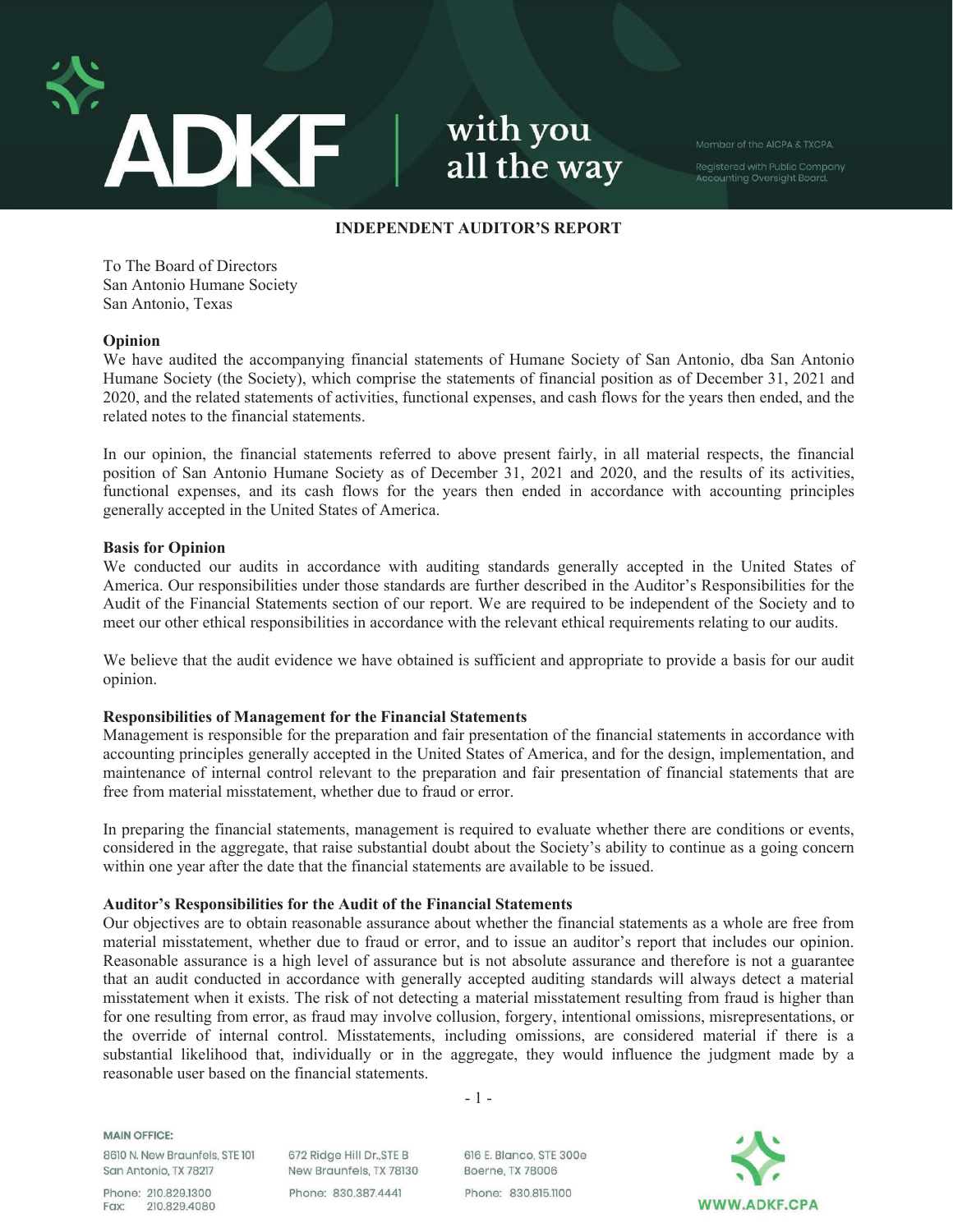## INDEPENDENT AUDITOR'S REPORT

To The Board of Directors
San Antonio Humane Society
San Antonio, Texas

**Opinion**

We have audited the accompanying financial statements of Humane Society of San Antonio, dba San Antonio Humane Society (the Society), which comprise the statements of financial position as of December 31, 2021 and 2020, and the related statements of activities, functional expenses, and cash flows for the years then ended, and the related notes to the financial statements.

In our opinion, the financial statements referred to above present fairly, in all material respects, the financial position of San Antonio Humane Society as of December 31, 2021 and 2020, and the results of its activities, functional expenses, and its cash flows for the years then ended in accordance with accounting principles generally accepted in the United States of America.

**Basis for Opinion**

We conducted our audits in accordance with auditing standards generally accepted in the United States of America. Our responsibilities under those standards are further described in the Auditor's Responsibilities for the Audit of the Financial Statements section of our report. We are required to be independent of the Society and to meet our other ethical responsibilities in accordance with the relevant ethical requirements relating to our audits.

We believe that the audit evidence we have obtained is sufficient and appropriate to provide a basis for our audit opinion.

**Responsibilities of Management for the Financial Statements**

Management is responsible for the preparation and fair presentation of the financial statements in accordance with accounting principles generally accepted in the United States of America, and for the design, implementation, and maintenance of internal control relevant to the preparation and fair presentation of financial statements that are free from material misstatement, whether due to fraud or error.

In preparing the financial statements, management is required to evaluate whether there are conditions or events, considered in the aggregate, that raise substantial doubt about the Society's ability to continue as a going concern within one year after the date that the financial statements are available to be issued.

**Auditor's Responsibilities for the Audit of the Financial Statements**

Our objectives are to obtain reasonable assurance about whether the financial statements as a whole are free from material misstatement, whether due to fraud or error, and to issue an auditor's report that includes our opinion. Reasonable assurance is a high level of assurance but is not absolute assurance and therefore is not a guarantee that an audit conducted in accordance with generally accepted auditing standards will always detect a material misstatement when it exists. The risk of not detecting a material misstatement resulting from fraud is higher than for one resulting from error, as fraud may involve collusion, forgery, intentional omissions, misrepresentations, or the override of internal control. Misstatements, including omissions, are considered material if there is a substantial likelihood that, individually or in the aggregate, they would influence the judgment made by a reasonable user based on the financial statements.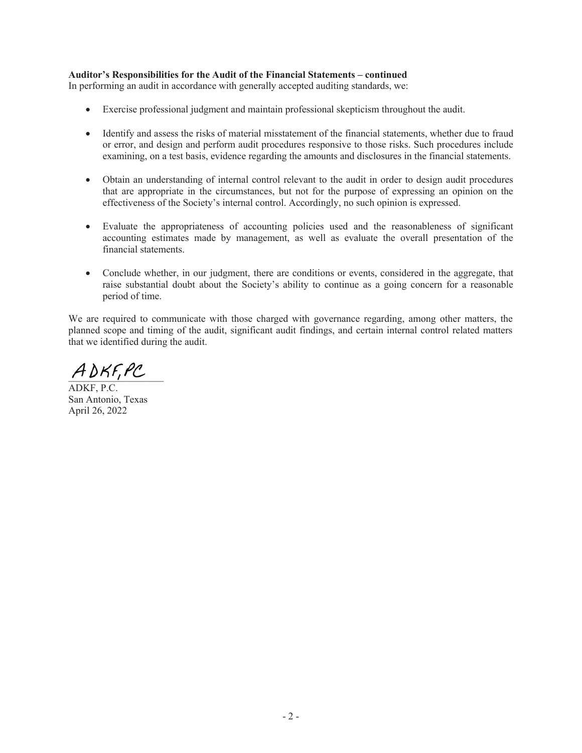**Auditor's Responsibilities for the Audit of the Financial Statements – continued**

In performing an audit in accordance with generally accepted auditing standards, we:

- Exercise professional judgment and maintain professional skepticism throughout the audit.
- Identify and assess the risks of material misstatement of the financial statements, whether due to fraud or error, and design and perform audit procedures responsive to those risks. Such procedures include examining, on a test basis, evidence regarding the amounts and disclosures in the financial statements.
- Obtain an understanding of internal control relevant to the audit in order to design audit procedures that are appropriate in the circumstances, but not for the purpose of expressing an opinion on the effectiveness of the Society's internal control. Accordingly, no such opinion is expressed.
- Evaluate the appropriateness of accounting policies used and the reasonableness of significant accounting estimates made by management, as well as evaluate the overall presentation of the financial statements.
- Conclude whether, in our judgment, there are conditions or events, considered in the aggregate, that raise substantial doubt about the Society's ability to continue as a going concern for a reasonable period of time.

We are required to communicate with those charged with governance regarding, among other matters, the planned scope and timing of the audit, significant audit findings, and certain internal control related matters that we identified during the audit.

*ADKF, PC*

ADKF, P.C.
San Antonio, Texas
April 26, 2022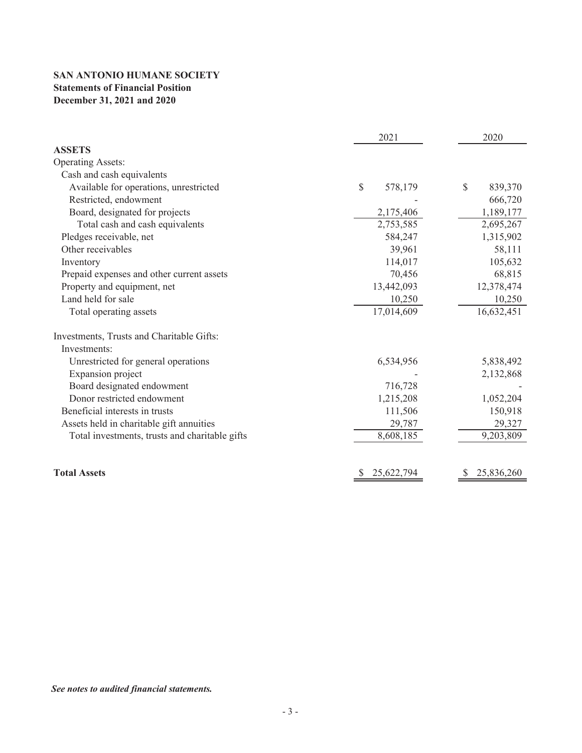**SAN ANTONIO HUMANE SOCIETY**
**Statements of Financial Position**
**December 31, 2021 and 2020**

| | 2021 | 2020 |
|---|---|---|
| **ASSETS** | | |
| Operating Assets: | | |
| Cash and cash equivalents | | |
| Available for operations, unrestricted | $ 578,179 | $ 839,370 |
| Restricted, endowment | - | 666,720 |
| Board, designated for projects | 2,175,406 | 1,189,177 |
| Total cash and cash equivalents | 2,753,585 | 2,695,267 |
| Pledges receivable, net | 584,247 | 1,315,902 |
| Other receivables | 39,961 | 58,111 |
| Inventory | 114,017 | 105,632 |
| Prepaid expenses and other current assets | 70,456 | 68,815 |
| Property and equipment, net | 13,442,093 | 12,378,474 |
| Land held for sale | 10,250 | 10,250 |
| Total operating assets | 17,014,609 | 16,632,451 |
| | | |
| Investments, Trusts and Charitable Gifts: | | |
| Investments: | | |
| Unrestricted for general operations | 6,534,956 | 5,838,492 |
| Expansion project | - | 2,132,868 |
| Board designated endowment | 716,728 | - |
| Donor restricted endowment | 1,215,208 | 1,052,204 |
| Beneficial interests in trusts | 111,506 | 150,918 |
| Assets held in charitable gift annuities | 29,787 | 29,327 |
| Total investments, trusts and charitable gifts | 8,608,185 | 9,203,809 |
| | | |
| **Total Assets** | $ 25,622,794 | $ 25,836,260 |

***See notes to audited financial statements.***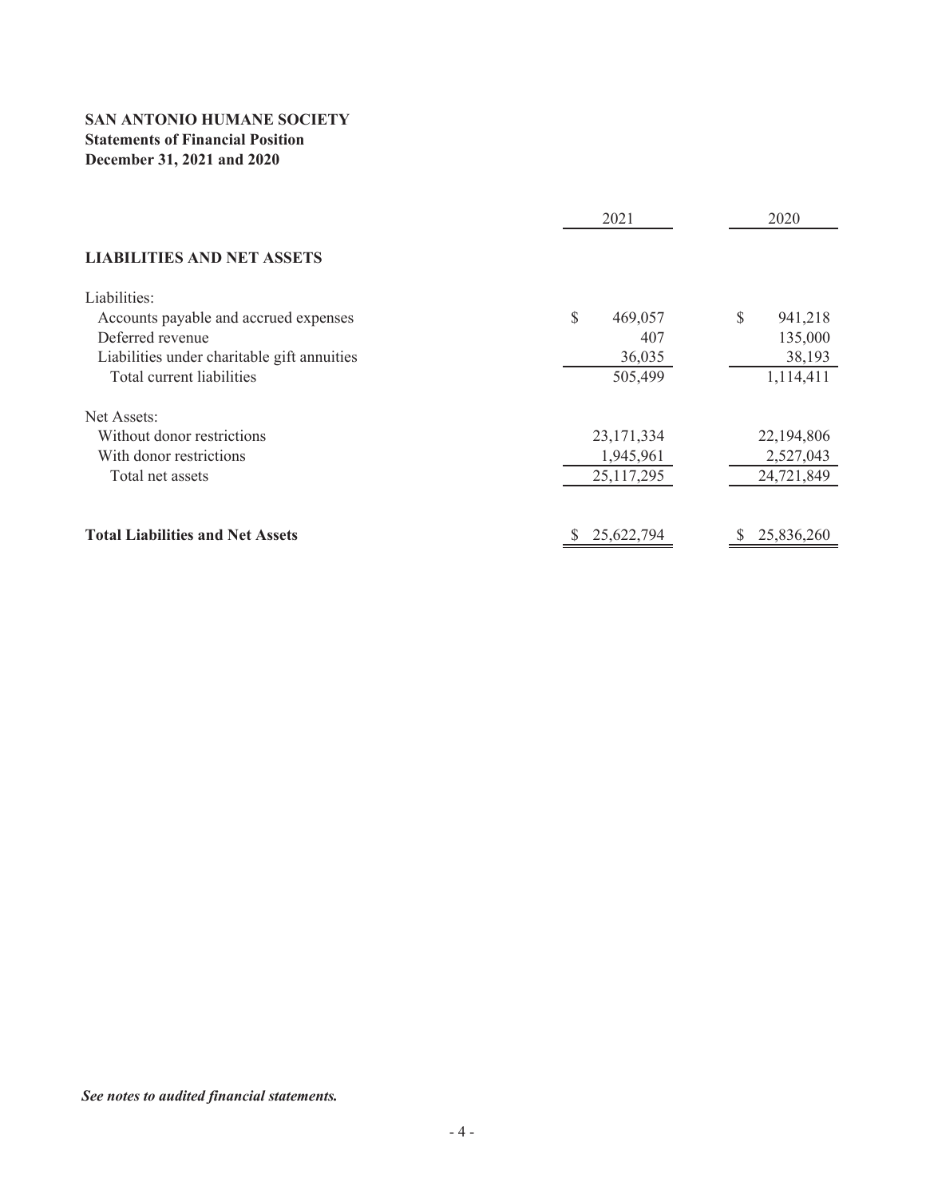**SAN ANTONIO HUMANE SOCIETY**
**Statements of Financial Position**
**December 31, 2021 and 2020**

| | 2021 | 2020 |
|---|---|---|
| **LIABILITIES AND NET ASSETS** | | |
| Liabilities: | | |
| Accounts payable and accrued expenses | $ 469,057 | $ 941,218 |
| Deferred revenue | 407 | 135,000 |
| Liabilities under charitable gift annuities | 36,035 | 38,193 |
| Total current liabilities | 505,499 | 1,114,411 |
| Net Assets: | | |
| Without donor restrictions | 23,171,334 | 22,194,806 |
| With donor restrictions | 1,945,961 | 2,527,043 |
| Total net assets | 25,117,295 | 24,721,849 |
| **Total Liabilities and Net Assets** | $ 25,622,794 | $ 25,836,260 |

***See notes to audited financial statements.***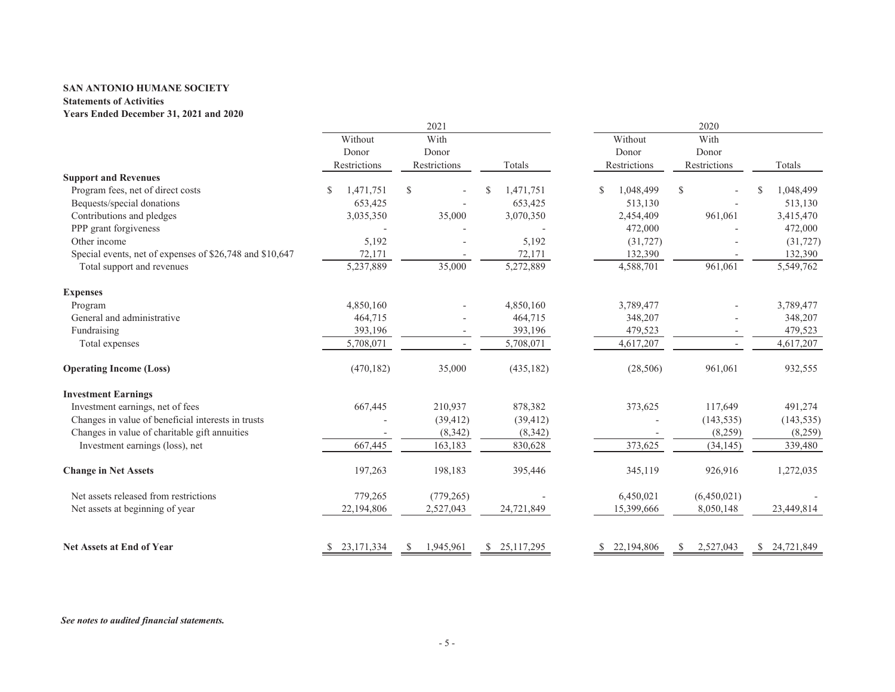**SAN ANTONIO HUMANE SOCIETY**
**Statements of Activities**
**Years Ended December 31, 2021 and 2020**

| | 2021 | | | 2020 | | |
|---|---|---|---|---|---|---|
| | Without Donor Restrictions | With Donor Restrictions | Totals | Without Donor Restrictions | With Donor Restrictions | Totals |
| **Support and Revenues** | | | | | | |
| Program fees, net of direct costs | $ 1,471,751 | $ - | $ 1,471,751 | $ 1,048,499 | $ - | $ 1,048,499 |
| Bequests/special donations | 653,425 | - | 653,425 | 513,130 | - | 513,130 |
| Contributions and pledges | 3,035,350 | 35,000 | 3,070,350 | 2,454,409 | 961,061 | 3,415,470 |
| PPP grant forgiveness | - | - | - | 472,000 | - | 472,000 |
| Other income | 5,192 | - | 5,192 | (31,727) | - | (31,727) |
| Special events, net of expenses of $26,748 and $10,647 | 72,171 | - | 72,171 | 132,390 | - | 132,390 |
| Total support and revenues | 5,237,889 | 35,000 | 5,272,889 | 4,588,701 | 961,061 | 5,549,762 |
| **Expenses** | | | | | | |
| Program | 4,850,160 | - | 4,850,160 | 3,789,477 | - | 3,789,477 |
| General and administrative | 464,715 | - | 464,715 | 348,207 | - | 348,207 |
| Fundraising | 393,196 | - | 393,196 | 479,523 | - | 479,523 |
| Total expenses | 5,708,071 | - | 5,708,071 | 4,617,207 | - | 4,617,207 |
| **Operating Income (Loss)** | (470,182) | 35,000 | (435,182) | (28,506) | 961,061 | 932,555 |
| **Investment Earnings** | | | | | | |
| Investment earnings, net of fees | 667,445 | 210,937 | 878,382 | 373,625 | 117,649 | 491,274 |
| Changes in value of beneficial interests in trusts | - | (39,412) | (39,412) | - | (143,535) | (143,535) |
| Changes in value of charitable gift annuities | - | (8,342) | (8,342) | - | (8,259) | (8,259) |
| Investment earnings (loss), net | 667,445 | 163,183 | 830,628 | 373,625 | (34,145) | 339,480 |
| **Change in Net Assets** | 197,263 | 198,183 | 395,446 | 345,119 | 926,916 | 1,272,035 |
| Net assets released from restrictions | 779,265 | (779,265) | - | 6,450,021 | (6,450,021) | - |
| Net assets at beginning of year | 22,194,806 | 2,527,043 | 24,721,849 | 15,399,666 | 8,050,148 | 23,449,814 |
| **Net Assets at End of Year** | $ 23,171,334 | $ 1,945,961 | $ 25,117,295 | $ 22,194,806 | $ 2,527,043 | $ 24,721,849 |

***See notes to audited financial statements.***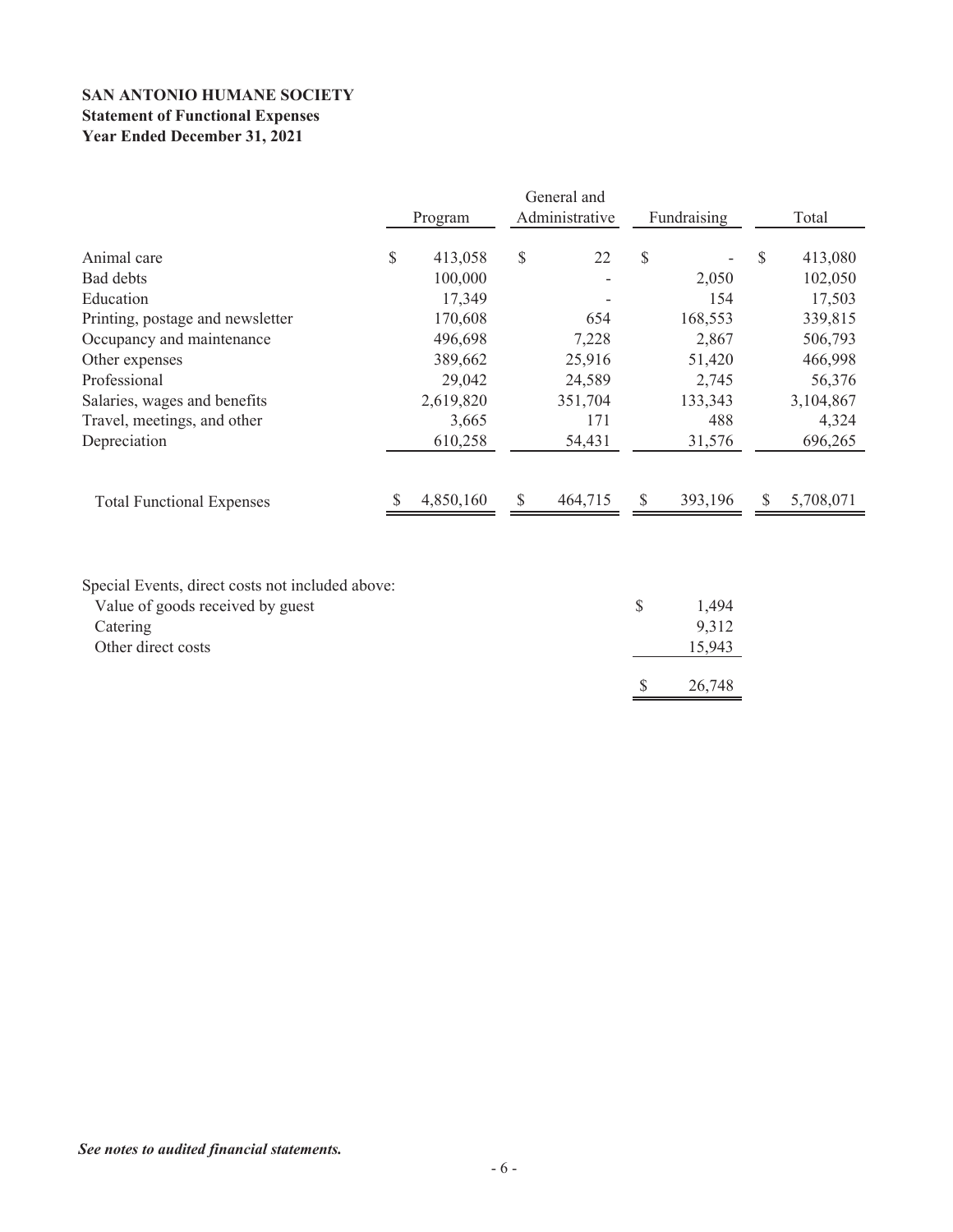**SAN ANTONIO HUMANE SOCIETY**
**Statement of Functional Expenses**
**Year Ended December 31, 2021**

| | Program | General and Administrative | Fundraising | Total |
|---|---|---|---|---|
| Animal care | $ 413,058 | $ 22 | $ - | $ 413,080 |
| Bad debts | 100,000 | - | 2,050 | 102,050 |
| Education | 17,349 | - | 154 | 17,503 |
| Printing, postage and newsletter | 170,608 | 654 | 168,553 | 339,815 |
| Occupancy and maintenance | 496,698 | 7,228 | 2,867 | 506,793 |
| Other expenses | 389,662 | 25,916 | 51,420 | 466,998 |
| Professional | 29,042 | 24,589 | 2,745 | 56,376 |
| Salaries, wages and benefits | 2,619,820 | 351,704 | 133,343 | 3,104,867 |
| Travel, meetings, and other | 3,665 | 171 | 488 | 4,324 |
| Depreciation | 610,258 | 54,431 | 31,576 | 696,265 |
| Total Functional Expenses | $ 4,850,160 | $ 464,715 | $ 393,196 | $ 5,708,071 |

| Special Events, direct costs not included above: | Fundraising |
|---|---|
| Value of goods received by guest | $ 1,494 |
| Catering | 9,312 |
| Other direct costs | 15,943 |
| | $ 26,748 |

***See notes to audited financial statements.***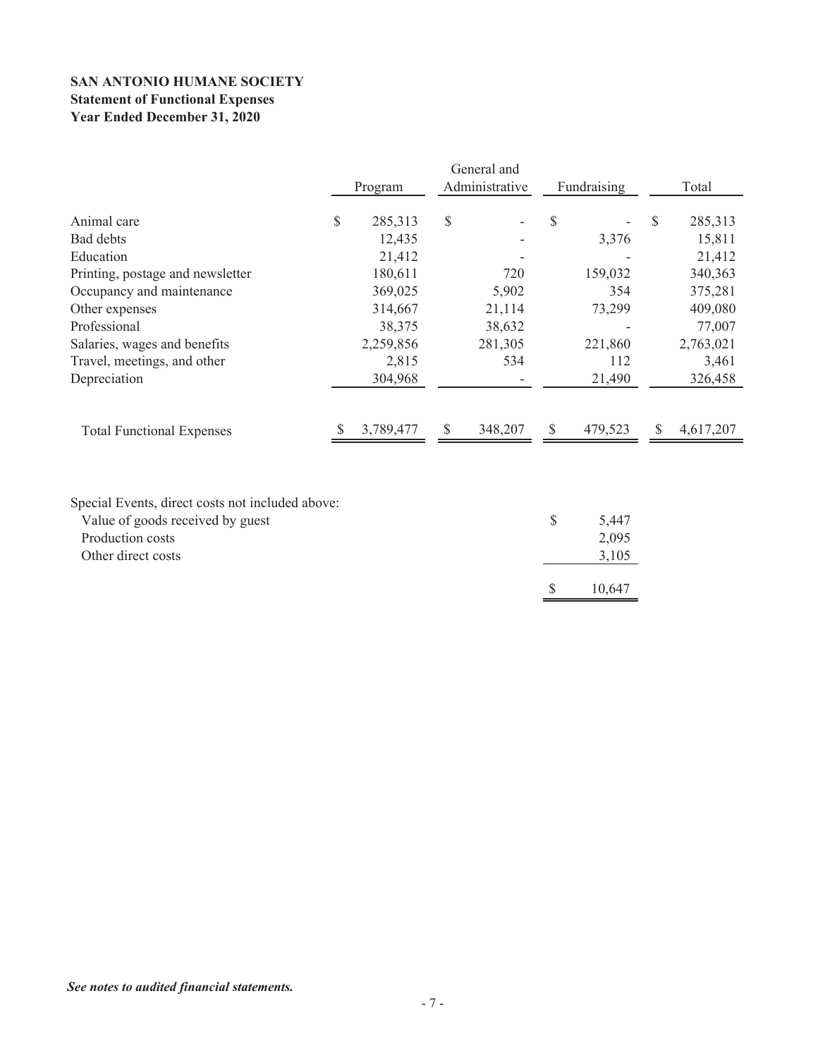**SAN ANTONIO HUMANE SOCIETY**
**Statement of Functional Expenses**
**Year Ended December 31, 2020**

| | Program | General and Administrative | Fundraising | Total |
|---|---|---|---|---|
| Animal care | $ 285,313 | $ - | $ - | $ 285,313 |
| Bad debts | 12,435 | - | 3,376 | 15,811 |
| Education | 21,412 | - | - | 21,412 |
| Printing, postage and newsletter | 180,611 | 720 | 159,032 | 340,363 |
| Occupancy and maintenance | 369,025 | 5,902 | 354 | 375,281 |
| Other expenses | 314,667 | 21,114 | 73,299 | 409,080 |
| Professional | 38,375 | 38,632 | - | 77,007 |
| Salaries, wages and benefits | 2,259,856 | 281,305 | 221,860 | 2,763,021 |
| Travel, meetings, and other | 2,815 | 534 | 112 | 3,461 |
| Depreciation | 304,968 | - | 21,490 | 326,458 |
| Total Functional Expenses | $ 3,789,477 | $ 348,207 | $ 479,523 | $ 4,617,207 |

| Special Events, direct costs not included above: | |
|---|---|
| Value of goods received by guest | $ 5,447 |
| Production costs | 2,095 |
| Other direct costs | 3,105 |
| | $ 10,647 |

***See notes to audited financial statements.***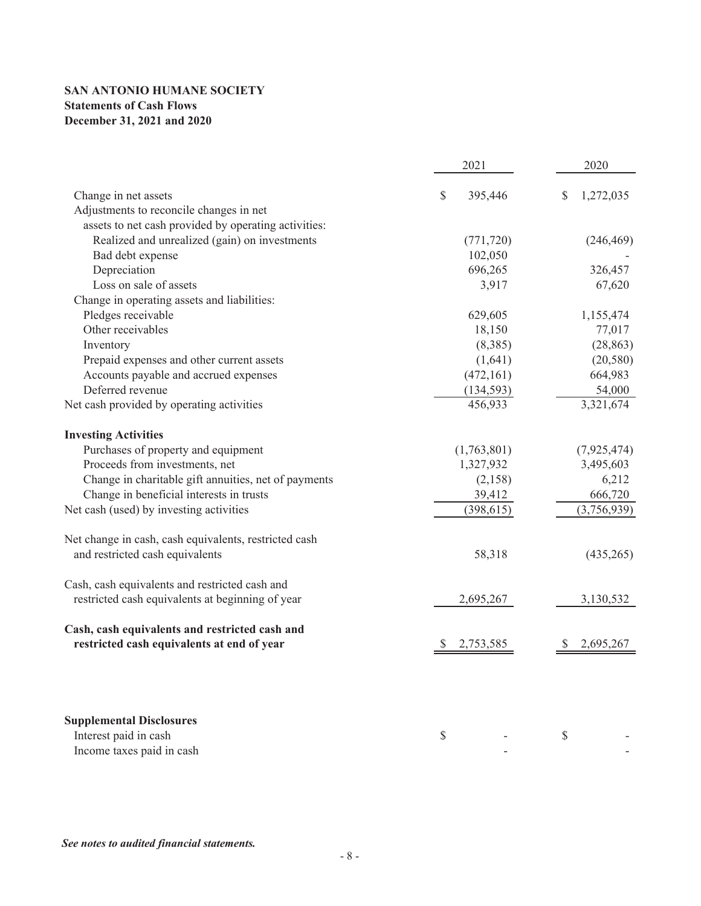**SAN ANTONIO HUMANE SOCIETY**
**Statements of Cash Flows**
**December 31, 2021 and 2020**

| | 2021 | 2020 |
|---|---|---|
| Change in net assets | $ 395,446 | $ 1,272,035 |
| Adjustments to reconcile changes in net assets to net cash provided by operating activities: | | |
| Realized and unrealized (gain) on investments | (771,720) | (246,469) |
| Bad debt expense | 102,050 | - |
| Depreciation | 696,265 | 326,457 |
| Loss on sale of assets | 3,917 | 67,620 |
| Change in operating assets and liabilities: | | |
| Pledges receivable | 629,605 | 1,155,474 |
| Other receivables | 18,150 | 77,017 |
| Inventory | (8,385) | (28,863) |
| Prepaid expenses and other current assets | (1,641) | (20,580) |
| Accounts payable and accrued expenses | (472,161) | 664,983 |
| Deferred revenue | (134,593) | 54,000 |
| Net cash provided by operating activities | 456,933 | 3,321,674 |
| **Investing Activities** | | |
| Purchases of property and equipment | (1,763,801) | (7,925,474) |
| Proceeds from investments, net | 1,327,932 | 3,495,603 |
| Change in charitable gift annuities, net of payments | (2,158) | 6,212 |
| Change in beneficial interests in trusts | 39,412 | 666,720 |
| Net cash (used) by investing activities | (398,615) | (3,756,939) |
| Net change in cash, cash equivalents, restricted cash and restricted cash equivalents | 58,318 | (435,265) |
| Cash, cash equivalents and restricted cash and restricted cash equivalents at beginning of year | 2,695,267 | 3,130,532 |
| **Cash, cash equivalents and restricted cash and restricted cash equivalents at end of year** | $ 2,753,585 | $ 2,695,267 |

**Supplemental Disclosures**

| | | |
|---|---|---|
| Interest paid in cash | $ - | $ - |
| Income taxes paid in cash | - | - |

***See notes to audited financial statements.***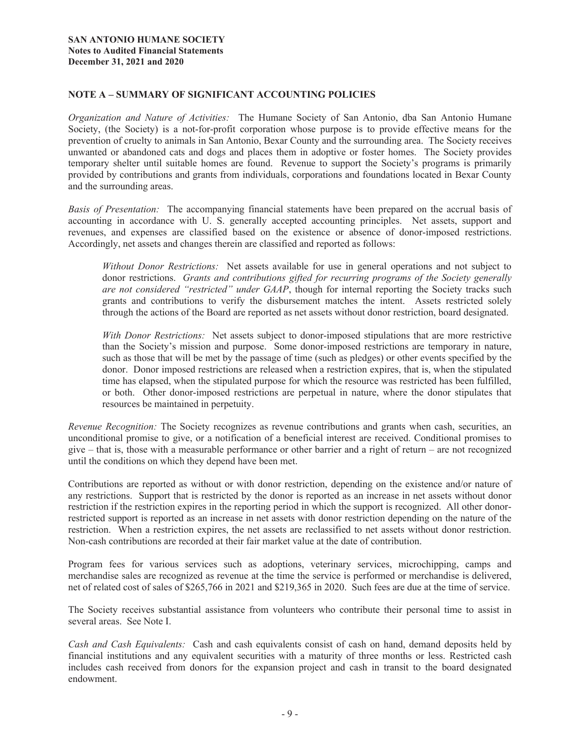**SAN ANTONIO HUMANE SOCIETY**
**Notes to Audited Financial Statements**
**December 31, 2021 and 2020**

## NOTE A – SUMMARY OF SIGNIFICANT ACCOUNTING POLICIES

*Organization and Nature of Activities:* The Humane Society of San Antonio, dba San Antonio Humane Society, (the Society) is a not-for-profit corporation whose purpose is to provide effective means for the prevention of cruelty to animals in San Antonio, Bexar County and the surrounding area. The Society receives unwanted or abandoned cats and dogs and places them in adoptive or foster homes. The Society provides temporary shelter until suitable homes are found. Revenue to support the Society's programs is primarily provided by contributions and grants from individuals, corporations and foundations located in Bexar County and the surrounding areas.

*Basis of Presentation:* The accompanying financial statements have been prepared on the accrual basis of accounting in accordance with U. S. generally accepted accounting principles. Net assets, support and revenues, and expenses are classified based on the existence or absence of donor-imposed restrictions. Accordingly, net assets and changes therein are classified and reported as follows:

> *Without Donor Restrictions:* Net assets available for use in general operations and not subject to donor restrictions. *Grants and contributions gifted for recurring programs of the Society generally are not considered "restricted" under GAAP*, though for internal reporting the Society tracks such grants and contributions to verify the disbursement matches the intent. Assets restricted solely through the actions of the Board are reported as net assets without donor restriction, board designated.
>
> *With Donor Restrictions:* Net assets subject to donor-imposed stipulations that are more restrictive than the Society's mission and purpose. Some donor-imposed restrictions are temporary in nature, such as those that will be met by the passage of time (such as pledges) or other events specified by the donor. Donor imposed restrictions are released when a restriction expires, that is, when the stipulated time has elapsed, when the stipulated purpose for which the resource was restricted has been fulfilled, or both. Other donor-imposed restrictions are perpetual in nature, where the donor stipulates that resources be maintained in perpetuity.

*Revenue Recognition:* The Society recognizes as revenue contributions and grants when cash, securities, an unconditional promise to give, or a notification of a beneficial interest are received. Conditional promises to give – that is, those with a measurable performance or other barrier and a right of return – are not recognized until the conditions on which they depend have been met.

Contributions are reported as without or with donor restriction, depending on the existence and/or nature of any restrictions. Support that is restricted by the donor is reported as an increase in net assets without donor restriction if the restriction expires in the reporting period in which the support is recognized. All other donor-restricted support is reported as an increase in net assets with donor restriction depending on the nature of the restriction. When a restriction expires, the net assets are reclassified to net assets without donor restriction. Non-cash contributions are recorded at their fair market value at the date of contribution.

Program fees for various services such as adoptions, veterinary services, microchipping, camps and merchandise sales are recognized as revenue at the time the service is performed or merchandise is delivered, net of related cost of sales of $265,766 in 2021 and $219,365 in 2020. Such fees are due at the time of service.

The Society receives substantial assistance from volunteers who contribute their personal time to assist in several areas. See Note I.

*Cash and Cash Equivalents:* Cash and cash equivalents consist of cash on hand, demand deposits held by financial institutions and any equivalent securities with a maturity of three months or less. Restricted cash includes cash received from donors for the expansion project and cash in transit to the board designated endowment.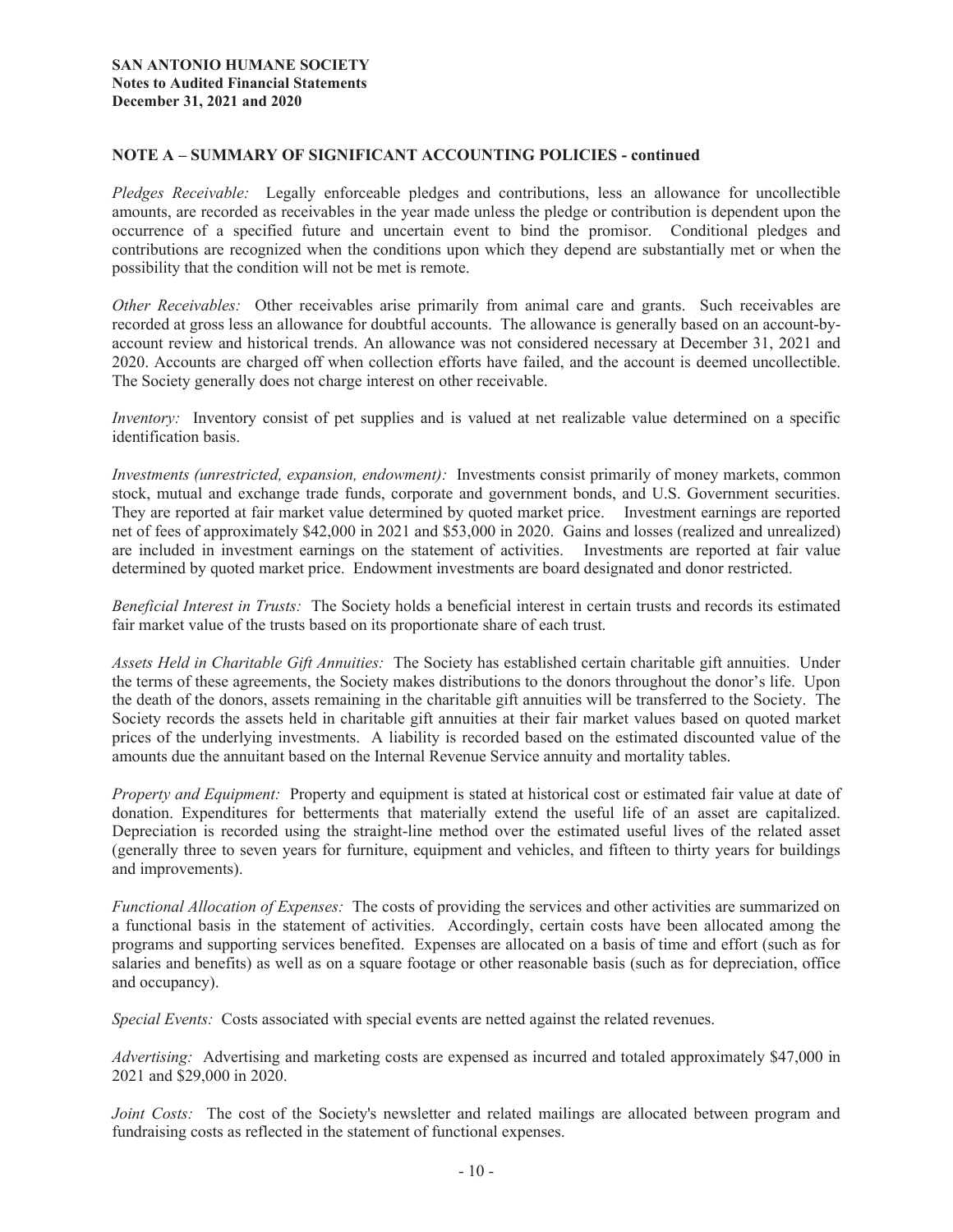**SAN ANTONIO HUMANE SOCIETY**
**Notes to Audited Financial Statements**
**December 31, 2021 and 2020**

## NOTE A – SUMMARY OF SIGNIFICANT ACCOUNTING POLICIES - continued

*Pledges Receivable:* Legally enforceable pledges and contributions, less an allowance for uncollectible amounts, are recorded as receivables in the year made unless the pledge or contribution is dependent upon the occurrence of a specified future and uncertain event to bind the promisor. Conditional pledges and contributions are recognized when the conditions upon which they depend are substantially met or when the possibility that the condition will not be met is remote.

*Other Receivables:* Other receivables arise primarily from animal care and grants. Such receivables are recorded at gross less an allowance for doubtful accounts. The allowance is generally based on an account-by-account review and historical trends. An allowance was not considered necessary at December 31, 2021 and 2020. Accounts are charged off when collection efforts have failed, and the account is deemed uncollectible. The Society generally does not charge interest on other receivable.

*Inventory:* Inventory consist of pet supplies and is valued at net realizable value determined on a specific identification basis.

*Investments (unrestricted, expansion, endowment):* Investments consist primarily of money markets, common stock, mutual and exchange trade funds, corporate and government bonds, and U.S. Government securities. They are reported at fair market value determined by quoted market price. Investment earnings are reported net of fees of approximately \$42,000 in 2021 and \$53,000 in 2020. Gains and losses (realized and unrealized) are included in investment earnings on the statement of activities. Investments are reported at fair value determined by quoted market price. Endowment investments are board designated and donor restricted.

*Beneficial Interest in Trusts:* The Society holds a beneficial interest in certain trusts and records its estimated fair market value of the trusts based on its proportionate share of each trust.

*Assets Held in Charitable Gift Annuities:* The Society has established certain charitable gift annuities. Under the terms of these agreements, the Society makes distributions to the donors throughout the donor's life. Upon the death of the donors, assets remaining in the charitable gift annuities will be transferred to the Society. The Society records the assets held in charitable gift annuities at their fair market values based on quoted market prices of the underlying investments. A liability is recorded based on the estimated discounted value of the amounts due the annuitant based on the Internal Revenue Service annuity and mortality tables.

*Property and Equipment:* Property and equipment is stated at historical cost or estimated fair value at date of donation. Expenditures for betterments that materially extend the useful life of an asset are capitalized. Depreciation is recorded using the straight-line method over the estimated useful lives of the related asset (generally three to seven years for furniture, equipment and vehicles, and fifteen to thirty years for buildings and improvements).

*Functional Allocation of Expenses:* The costs of providing the services and other activities are summarized on a functional basis in the statement of activities. Accordingly, certain costs have been allocated among the programs and supporting services benefited. Expenses are allocated on a basis of time and effort (such as for salaries and benefits) as well as on a square footage or other reasonable basis (such as for depreciation, office and occupancy).

*Special Events:* Costs associated with special events are netted against the related revenues.

*Advertising:* Advertising and marketing costs are expensed as incurred and totaled approximately \$47,000 in 2021 and \$29,000 in 2020.

*Joint Costs:* The cost of the Society's newsletter and related mailings are allocated between program and fundraising costs as reflected in the statement of functional expenses.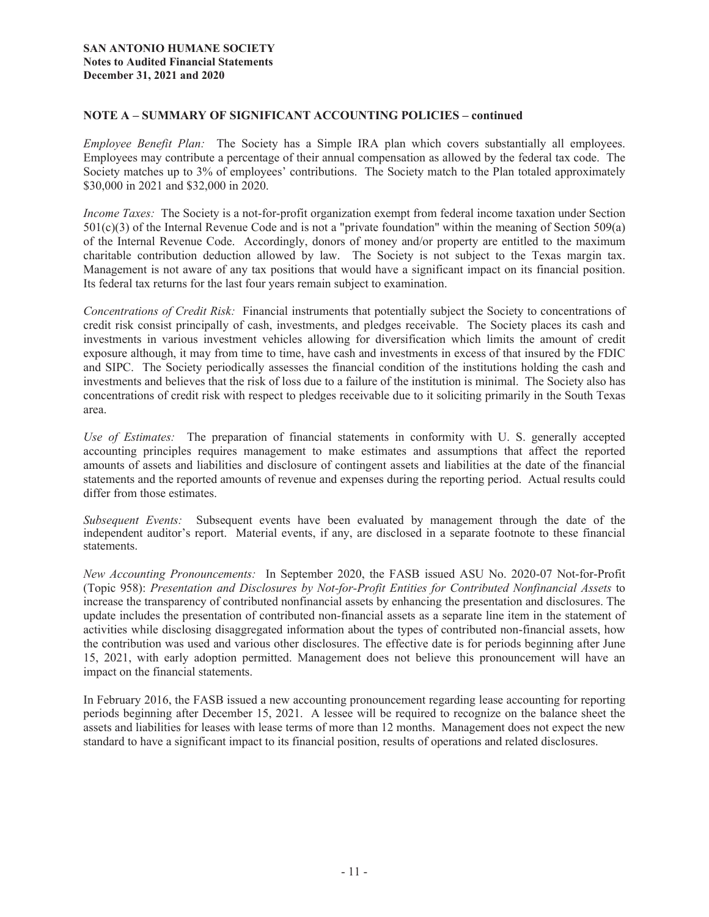## NOTE A – SUMMARY OF SIGNIFICANT ACCOUNTING POLICIES – continued

*Employee Benefit Plan:* The Society has a Simple IRA plan which covers substantially all employees. Employees may contribute a percentage of their annual compensation as allowed by the federal tax code. The Society matches up to 3% of employees' contributions. The Society match to the Plan totaled approximately $30,000 in 2021 and $32,000 in 2020.

*Income Taxes:* The Society is a not-for-profit organization exempt from federal income taxation under Section 501(c)(3) of the Internal Revenue Code and is not a "private foundation" within the meaning of Section 509(a) of the Internal Revenue Code. Accordingly, donors of money and/or property are entitled to the maximum charitable contribution deduction allowed by law. The Society is not subject to the Texas margin tax. Management is not aware of any tax positions that would have a significant impact on its financial position. Its federal tax returns for the last four years remain subject to examination.

*Concentrations of Credit Risk:* Financial instruments that potentially subject the Society to concentrations of credit risk consist principally of cash, investments, and pledges receivable. The Society places its cash and investments in various investment vehicles allowing for diversification which limits the amount of credit exposure although, it may from time to time, have cash and investments in excess of that insured by the FDIC and SIPC. The Society periodically assesses the financial condition of the institutions holding the cash and investments and believes that the risk of loss due to a failure of the institution is minimal. The Society also has concentrations of credit risk with respect to pledges receivable due to it soliciting primarily in the South Texas area.

*Use of Estimates:* The preparation of financial statements in conformity with U. S. generally accepted accounting principles requires management to make estimates and assumptions that affect the reported amounts of assets and liabilities and disclosure of contingent assets and liabilities at the date of the financial statements and the reported amounts of revenue and expenses during the reporting period. Actual results could differ from those estimates.

*Subsequent Events:* Subsequent events have been evaluated by management through the date of the independent auditor's report. Material events, if any, are disclosed in a separate footnote to these financial statements.

*New Accounting Pronouncements:* In September 2020, the FASB issued ASU No. 2020-07 Not-for-Profit (Topic 958): *Presentation and Disclosures by Not-for-Profit Entities for Contributed Nonfinancial Assets* to increase the transparency of contributed nonfinancial assets by enhancing the presentation and disclosures. The update includes the presentation of contributed non-financial assets as a separate line item in the statement of activities while disclosing disaggregated information about the types of contributed non-financial assets, how the contribution was used and various other disclosures. The effective date is for periods beginning after June 15, 2021, with early adoption permitted. Management does not believe this pronouncement will have an impact on the financial statements.

In February 2016, the FASB issued a new accounting pronouncement regarding lease accounting for reporting periods beginning after December 15, 2021. A lessee will be required to recognize on the balance sheet the assets and liabilities for leases with lease terms of more than 12 months. Management does not expect the new standard to have a significant impact to its financial position, results of operations and related disclosures.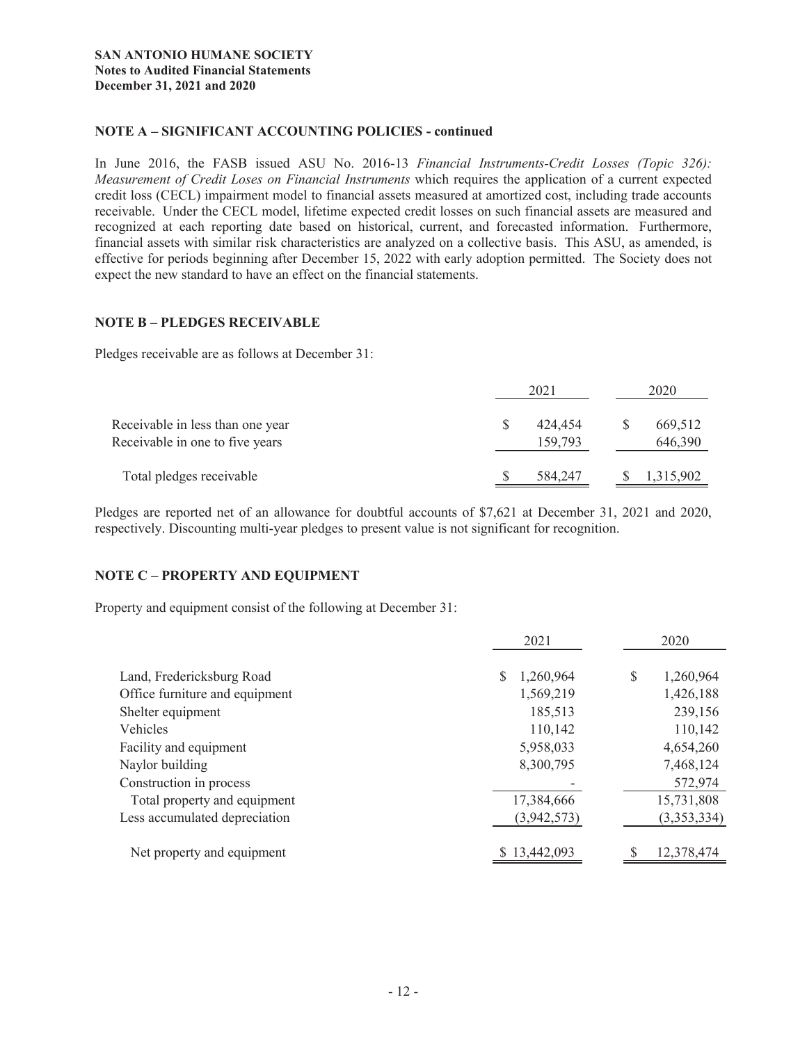**SAN ANTONIO HUMANE SOCIETY**
**Notes to Audited Financial Statements**
**December 31, 2021 and 2020**

## NOTE A – SIGNIFICANT ACCOUNTING POLICIES - continued

In June 2016, the FASB issued ASU No. 2016-13 *Financial Instruments-Credit Losses (Topic 326): Measurement of Credit Loses on Financial Instruments* which requires the application of a current expected credit loss (CECL) impairment model to financial assets measured at amortized cost, including trade accounts receivable. Under the CECL model, lifetime expected credit losses on such financial assets are measured and recognized at each reporting date based on historical, current, and forecasted information. Furthermore, financial assets with similar risk characteristics are analyzed on a collective basis. This ASU, as amended, is effective for periods beginning after December 15, 2022 with early adoption permitted. The Society does not expect the new standard to have an effect on the financial statements.

## NOTE B – PLEDGES RECEIVABLE

Pledges receivable are as follows at December 31:

| | 2021 | 2020 |
|---|---|---|
| Receivable in less than one year | $ 424,454 | $ 669,512 |
| Receivable in one to five years | 159,793 | 646,390 |
| Total pledges receivable | $ 584,247 | $ 1,315,902 |

Pledges are reported net of an allowance for doubtful accounts of $7,621 at December 31, 2021 and 2020, respectively. Discounting multi-year pledges to present value is not significant for recognition.

## NOTE C – PROPERTY AND EQUIPMENT

Property and equipment consist of the following at December 31:

| | 2021 | 2020 |
|---|---|---|
| Land, Fredericksburg Road | $ 1,260,964 | $ 1,260,964 |
| Office furniture and equipment | 1,569,219 | 1,426,188 |
| Shelter equipment | 185,513 | 239,156 |
| Vehicles | 110,142 | 110,142 |
| Facility and equipment | 5,958,033 | 4,654,260 |
| Naylor building | 8,300,795 | 7,468,124 |
| Construction in process | - | 572,974 |
| Total property and equipment | 17,384,666 | 15,731,808 |
| Less accumulated depreciation | (3,942,573) | (3,353,334) |
| Net property and equipment | $ 13,442,093 | $ 12,378,474 |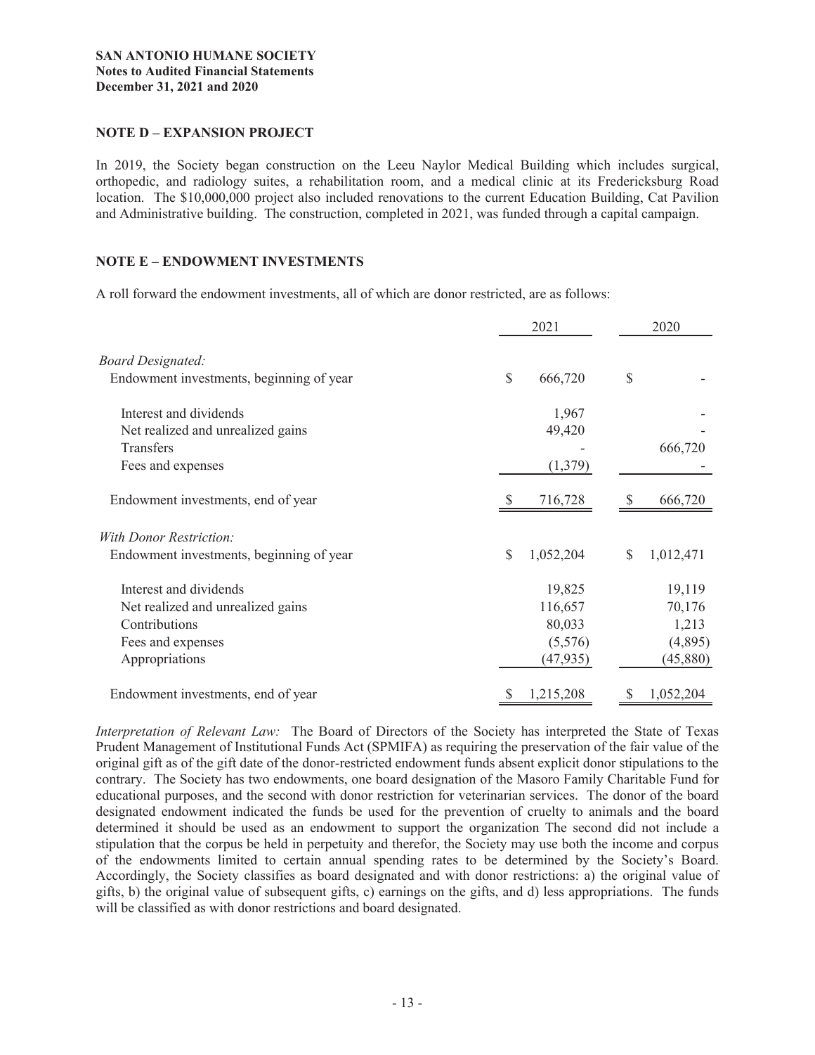## NOTE D – EXPANSION PROJECT

In 2019, the Society began construction on the Leeu Naylor Medical Building which includes surgical, orthopedic, and radiology suites, a rehabilitation room, and a medical clinic at its Fredericksburg Road location. The $10,000,000 project also included renovations to the current Education Building, Cat Pavilion and Administrative building. The construction, completed in 2021, was funded through a capital campaign.

## NOTE E – ENDOWMENT INVESTMENTS

A roll forward the endowment investments, all of which are donor restricted, are as follows:

| | 2021 | 2020 |
|---|---|---|
| *Board Designated:* | | |
| Endowment investments, beginning of year | $ 666,720 | $ - |
| Interest and dividends | 1,967 | - |
| Net realized and unrealized gains | 49,420 | - |
| Transfers | - | 666,720 |
| Fees and expenses | (1,379) | - |
| Endowment investments, end of year | $ 716,728 | $ 666,720 |
| *With Donor Restriction:* | | |
| Endowment investments, beginning of year | $ 1,052,204 | $ 1,012,471 |
| Interest and dividends | 19,825 | 19,119 |
| Net realized and unrealized gains | 116,657 | 70,176 |
| Contributions | 80,033 | 1,213 |
| Fees and expenses | (5,576) | (4,895) |
| Appropriations | (47,935) | (45,880) |
| Endowment investments, end of year | $ 1,215,208 | $ 1,052,204 |

*Interpretation of Relevant Law:* The Board of Directors of the Society has interpreted the State of Texas Prudent Management of Institutional Funds Act (SPMIFA) as requiring the preservation of the fair value of the original gift as of the gift date of the donor-restricted endowment funds absent explicit donor stipulations to the contrary. The Society has two endowments, one board designation of the Masoro Family Charitable Fund for educational purposes, and the second with donor restriction for veterinarian services. The donor of the board designated endowment indicated the funds be used for the prevention of cruelty to animals and the board determined it should be used as an endowment to support the organization The second did not include a stipulation that the corpus be held in perpetuity and therefor, the Society may use both the income and corpus of the endowments limited to certain annual spending rates to be determined by the Society's Board. Accordingly, the Society classifies as board designated and with donor restrictions: a) the original value of gifts, b) the original value of subsequent gifts, c) earnings on the gifts, and d) less appropriations. The funds will be classified as with donor restrictions and board designated.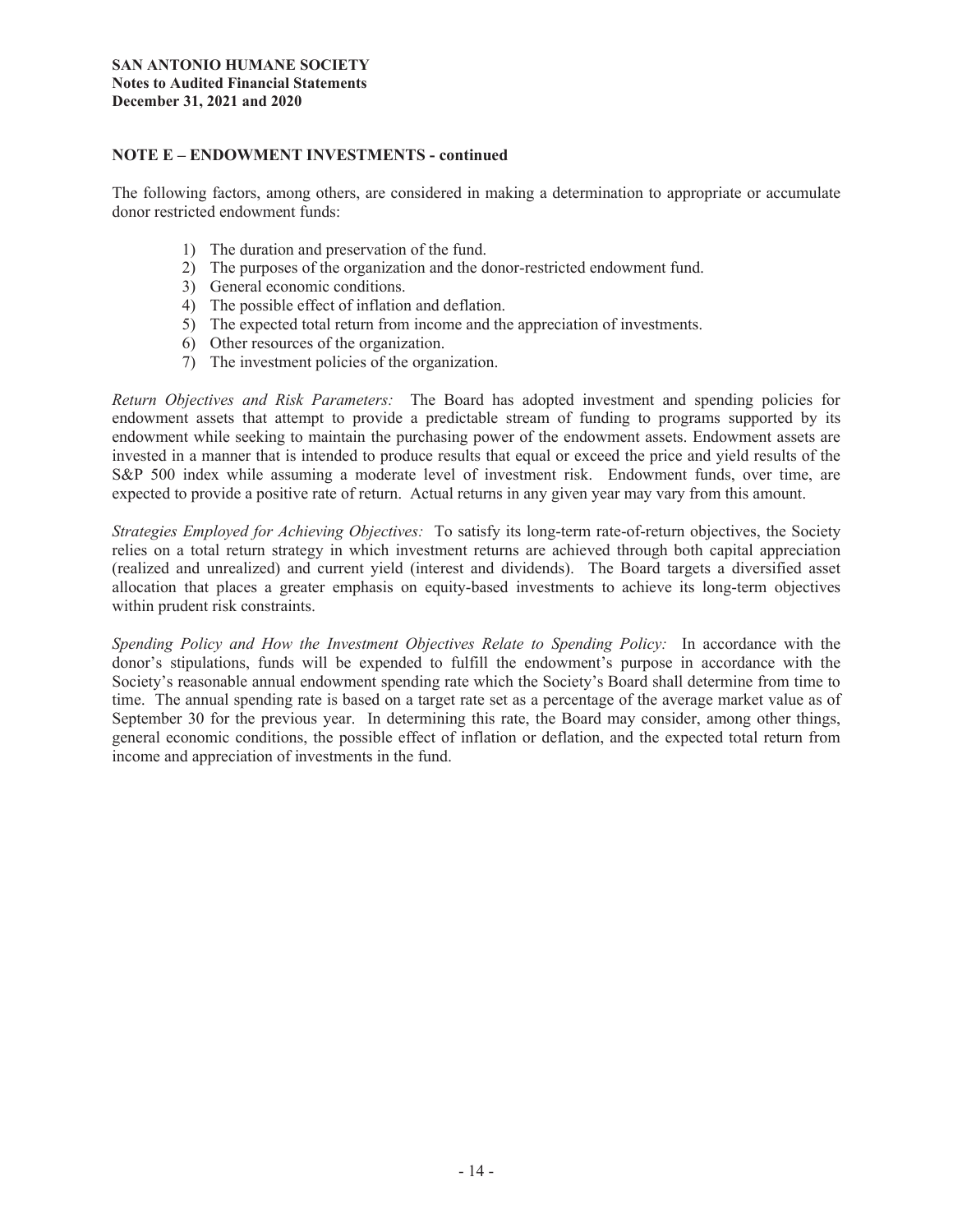## NOTE E – ENDOWMENT INVESTMENTS - continued

The following factors, among others, are considered in making a determination to appropriate or accumulate donor restricted endowment funds:

1) The duration and preservation of the fund.
2) The purposes of the organization and the donor-restricted endowment fund.
3) General economic conditions.
4) The possible effect of inflation and deflation.
5) The expected total return from income and the appreciation of investments.
6) Other resources of the organization.
7) The investment policies of the organization.

*Return Objectives and Risk Parameters:* The Board has adopted investment and spending policies for endowment assets that attempt to provide a predictable stream of funding to programs supported by its endowment while seeking to maintain the purchasing power of the endowment assets. Endowment assets are invested in a manner that is intended to produce results that equal or exceed the price and yield results of the S&P 500 index while assuming a moderate level of investment risk. Endowment funds, over time, are expected to provide a positive rate of return. Actual returns in any given year may vary from this amount.

*Strategies Employed for Achieving Objectives:* To satisfy its long-term rate-of-return objectives, the Society relies on a total return strategy in which investment returns are achieved through both capital appreciation (realized and unrealized) and current yield (interest and dividends). The Board targets a diversified asset allocation that places a greater emphasis on equity-based investments to achieve its long-term objectives within prudent risk constraints.

*Spending Policy and How the Investment Objectives Relate to Spending Policy:* In accordance with the donor's stipulations, funds will be expended to fulfill the endowment's purpose in accordance with the Society's reasonable annual endowment spending rate which the Society's Board shall determine from time to time. The annual spending rate is based on a target rate set as a percentage of the average market value as of September 30 for the previous year. In determining this rate, the Board may consider, among other things, general economic conditions, the possible effect of inflation or deflation, and the expected total return from income and appreciation of investments in the fund.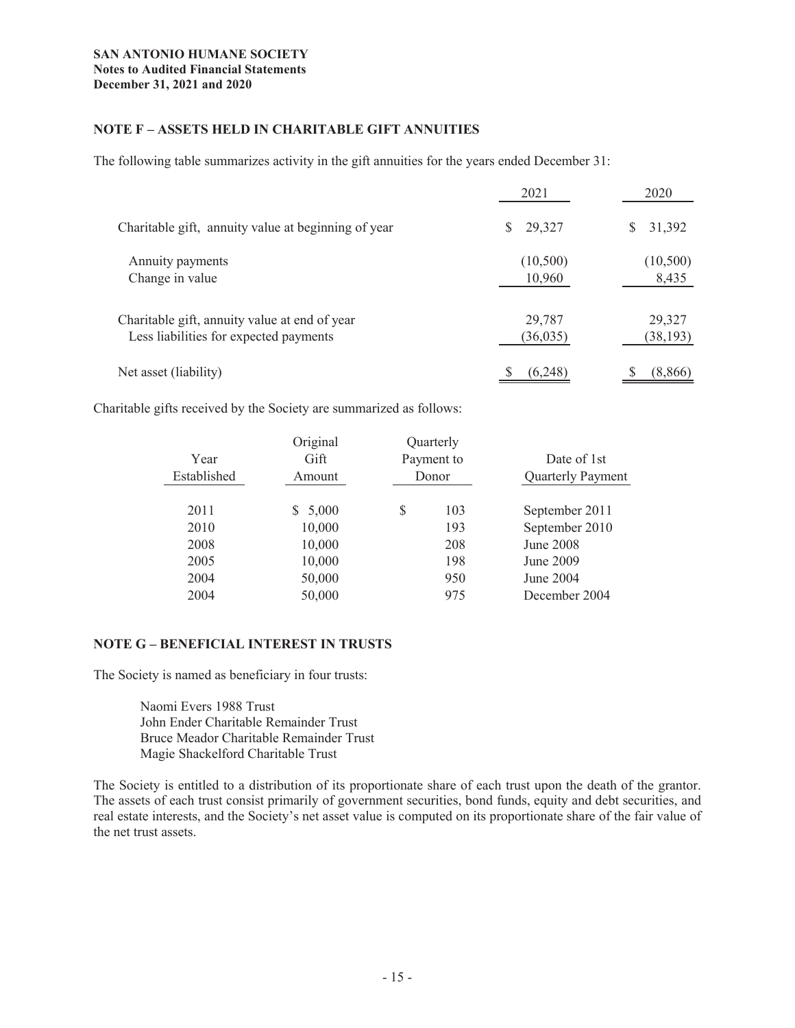**SAN ANTONIO HUMANE SOCIETY**
**Notes to Audited Financial Statements**
**December 31, 2021 and 2020**

## NOTE F – ASSETS HELD IN CHARITABLE GIFT ANNUITIES

The following table summarizes activity in the gift annuities for the years ended December 31:

| | 2021 | 2020 |
|---|---|---|
| Charitable gift, annuity value at beginning of year | $ 29,327 | $ 31,392 |
| Annuity payments | (10,500) | (10,500) |
| Change in value | 10,960 | 8,435 |
| Charitable gift, annuity value at end of year | 29,787 | 29,327 |
| Less liabilities for expected payments | (36,035) | (38,193) |
| Net asset (liability) | $ (6,248) | $ (8,866) |

Charitable gifts received by the Society are summarized as follows:

| Year Established | Original Gift Amount | Quarterly Payment to Donor | Date of 1st Quarterly Payment |
|---|---|---|---|
| 2011 | $ 5,000 | $ 103 | September 2011 |
| 2010 | 10,000 | 193 | September 2010 |
| 2008 | 10,000 | 208 | June 2008 |
| 2005 | 10,000 | 198 | June 2009 |
| 2004 | 50,000 | 950 | June 2004 |
| 2004 | 50,000 | 975 | December 2004 |

## NOTE G – BENEFICIAL INTEREST IN TRUSTS

The Society is named as beneficiary in four trusts:

Naomi Evers 1988 Trust
John Ender Charitable Remainder Trust
Bruce Meador Charitable Remainder Trust
Magie Shackelford Charitable Trust

The Society is entitled to a distribution of its proportionate share of each trust upon the death of the grantor. The assets of each trust consist primarily of government securities, bond funds, equity and debt securities, and real estate interests, and the Society's net asset value is computed on its proportionate share of the fair value of the net trust assets.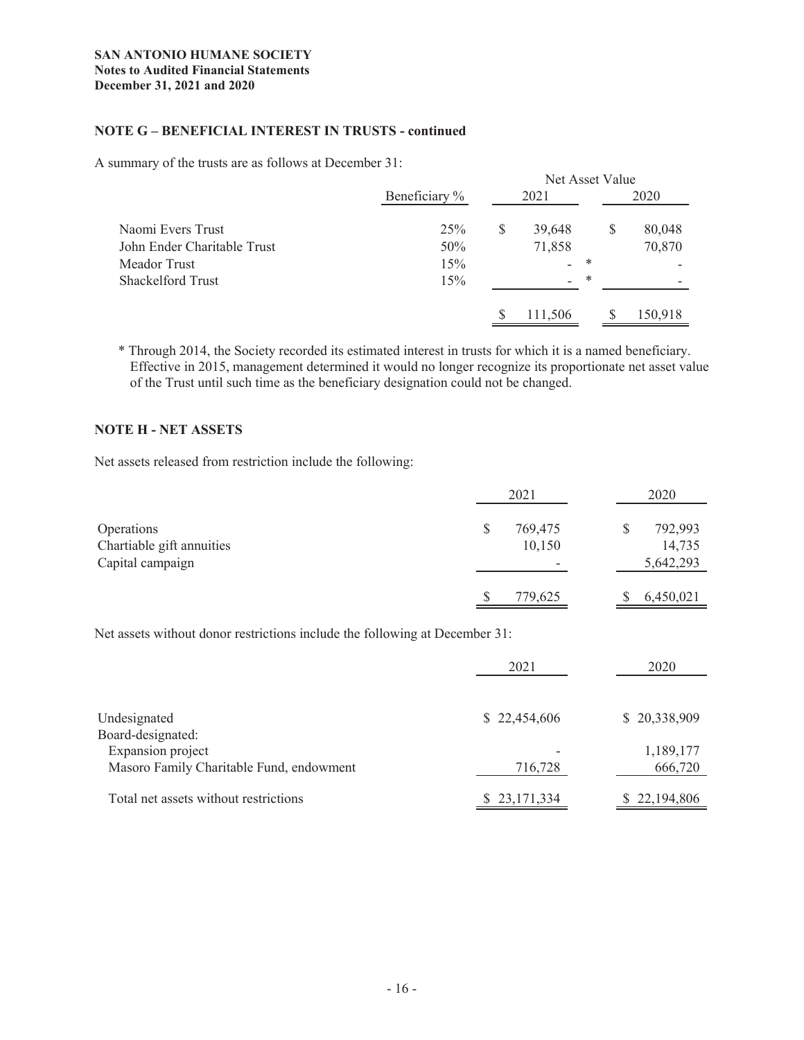**SAN ANTONIO HUMANE SOCIETY**
**Notes to Audited Financial Statements**
**December 31, 2021 and 2020**

### NOTE G – BENEFICIAL INTEREST IN TRUSTS - continued

A summary of the trusts are as follows at December 31:

| | | Net Asset Value | |
|---|---|---|---|
| | Beneficiary % | 2021 | 2020 |
| Naomi Evers Trust | 25% | $ 39,648 | $ 80,048 |
| John Ender Charitable Trust | 50% | 71,858 | 70,870 |
| Meador Trust | 15% | - * | - |
| Shackelford Trust | 15% | - * | - |
| | | $ 111,506 | $ 150,918 |

\* Through 2014, the Society recorded its estimated interest in trusts for which it is a named beneficiary. Effective in 2015, management determined it would no longer recognize its proportionate net asset value of the Trust until such time as the beneficiary designation could not be changed.

### NOTE H - NET ASSETS

Net assets released from restriction include the following:

| | 2021 | 2020 |
|---|---|---|
| Operations | $ 769,475 | $ 792,993 |
| Chartiable gift annuities | 10,150 | 14,735 |
| Capital campaign | - | 5,642,293 |
| | $ 779,625 | $ 6,450,021 |

Net assets without donor restrictions include the following at December 31:

| | 2021 | 2020 |
|---|---|---|
| Undesignated | $ 22,454,606 | $ 20,338,909 |
| Board-designated: | | |
| Expansion project | - | 1,189,177 |
| Masoro Family Charitable Fund, endowment | 716,728 | 666,720 |
| Total net assets without restrictions | $ 23,171,334 | $ 22,194,806 |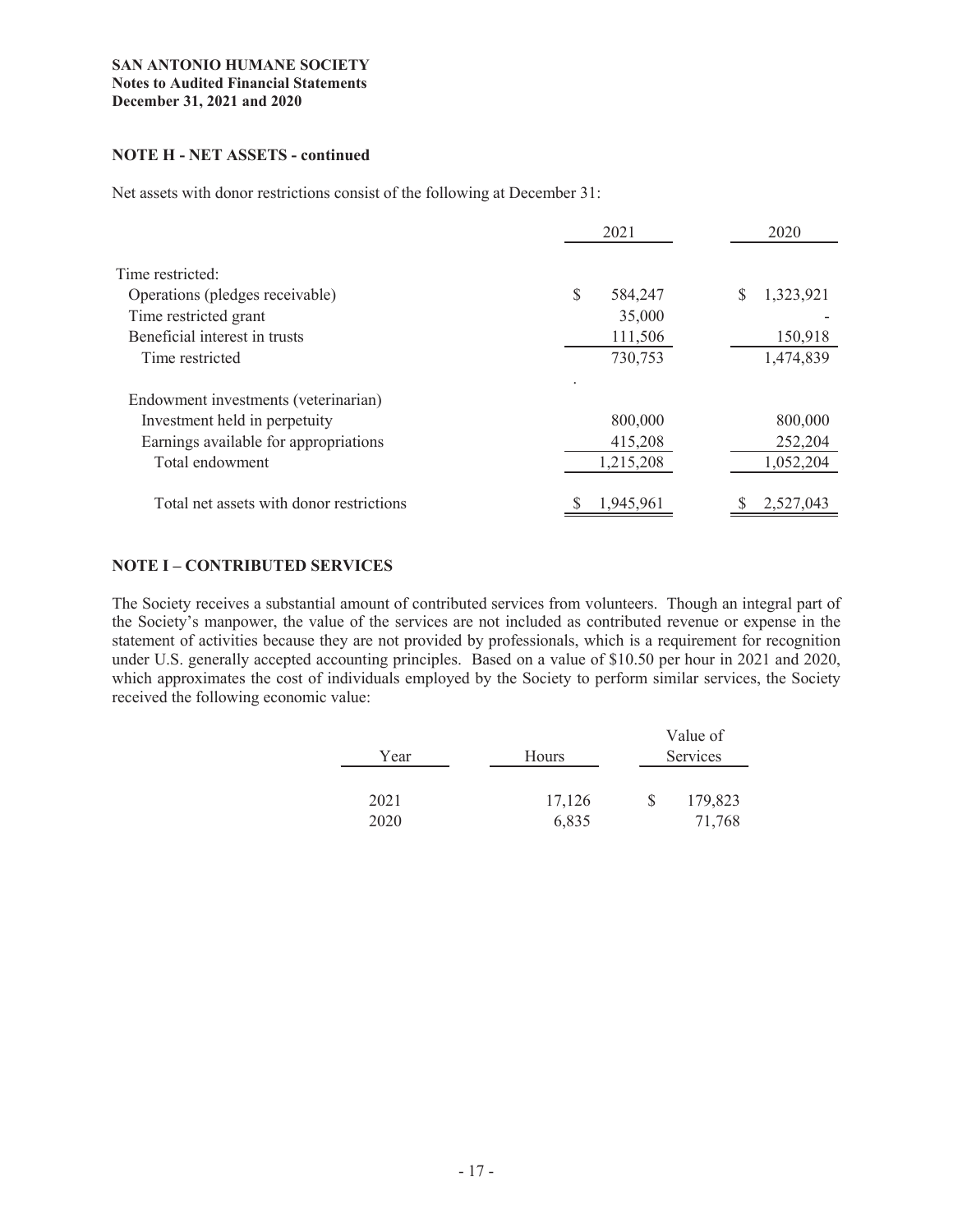**SAN ANTONIO HUMANE SOCIETY**
**Notes to Audited Financial Statements**
**December 31, 2021 and 2020**

### NOTE H - NET ASSETS - continued

Net assets with donor restrictions consist of the following at December 31:

| | 2021 | 2020 |
|---|---|---|
| Time restricted: | | |
| Operations (pledges receivable) | $ 584,247 | $ 1,323,921 |
| Time restricted grant | 35,000 | - |
| Beneficial interest in trusts | 111,506 | 150,918 |
| Time restricted | 730,753 | 1,474,839 |
| Endowment investments (veterinarian) | | |
| Investment held in perpetuity | 800,000 | 800,000 |
| Earnings available for appropriations | 415,208 | 252,204 |
| Total endowment | 1,215,208 | 1,052,204 |
| Total net assets with donor restrictions | $ 1,945,961 | $ 2,527,043 |

### NOTE I – CONTRIBUTED SERVICES

The Society receives a substantial amount of contributed services from volunteers. Though an integral part of the Society's manpower, the value of the services are not included as contributed revenue or expense in the statement of activities because they are not provided by professionals, which is a requirement for recognition under U.S. generally accepted accounting principles. Based on a value of $10.50 per hour in 2021 and 2020, which approximates the cost of individuals employed by the Society to perform similar services, the Society received the following economic value:

| Year | Hours | Value of Services |
|---|---|---|
| 2021 | 17,126 | $ 179,823 |
| 2020 | 6,835 | 71,768 |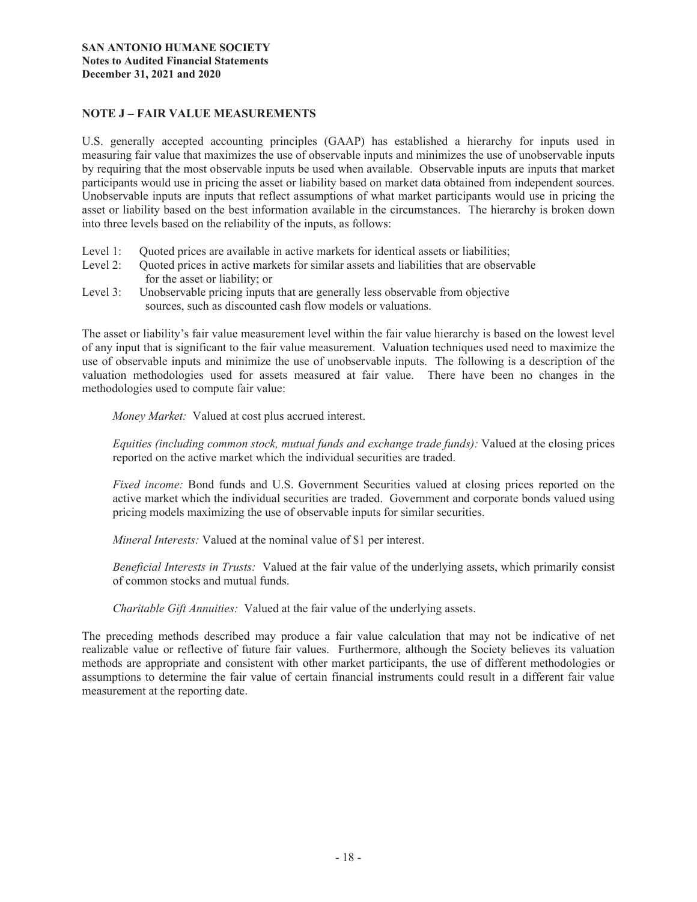**SAN ANTONIO HUMANE SOCIETY**
**Notes to Audited Financial Statements**
**December 31, 2021 and 2020**

## NOTE J – FAIR VALUE MEASUREMENTS

U.S. generally accepted accounting principles (GAAP) has established a hierarchy for inputs used in measuring fair value that maximizes the use of observable inputs and minimizes the use of unobservable inputs by requiring that the most observable inputs be used when available. Observable inputs are inputs that market participants would use in pricing the asset or liability based on market data obtained from independent sources. Unobservable inputs are inputs that reflect assumptions of what market participants would use in pricing the asset or liability based on the best information available in the circumstances. The hierarchy is broken down into three levels based on the reliability of the inputs, as follows:

- Level 1: Quoted prices are available in active markets for identical assets or liabilities;
- Level 2: Quoted prices in active markets for similar assets and liabilities that are observable for the asset or liability; or
- Level 3: Unobservable pricing inputs that are generally less observable from objective sources, such as discounted cash flow models or valuations.

The asset or liability's fair value measurement level within the fair value hierarchy is based on the lowest level of any input that is significant to the fair value measurement. Valuation techniques used need to maximize the use of observable inputs and minimize the use of unobservable inputs. The following is a description of the valuation methodologies used for assets measured at fair value. There have been no changes in the methodologies used to compute fair value:

*Money Market:* Valued at cost plus accrued interest.

*Equities (including common stock, mutual funds and exchange trade funds):* Valued at the closing prices reported on the active market which the individual securities are traded.

*Fixed income:* Bond funds and U.S. Government Securities valued at closing prices reported on the active market which the individual securities are traded. Government and corporate bonds valued using pricing models maximizing the use of observable inputs for similar securities.

*Mineral Interests:* Valued at the nominal value of $1 per interest.

*Beneficial Interests in Trusts:* Valued at the fair value of the underlying assets, which primarily consist of common stocks and mutual funds.

*Charitable Gift Annuities:* Valued at the fair value of the underlying assets.

The preceding methods described may produce a fair value calculation that may not be indicative of net realizable value or reflective of future fair values. Furthermore, although the Society believes its valuation methods are appropriate and consistent with other market participants, the use of different methodologies or assumptions to determine the fair value of certain financial instruments could result in a different fair value measurement at the reporting date.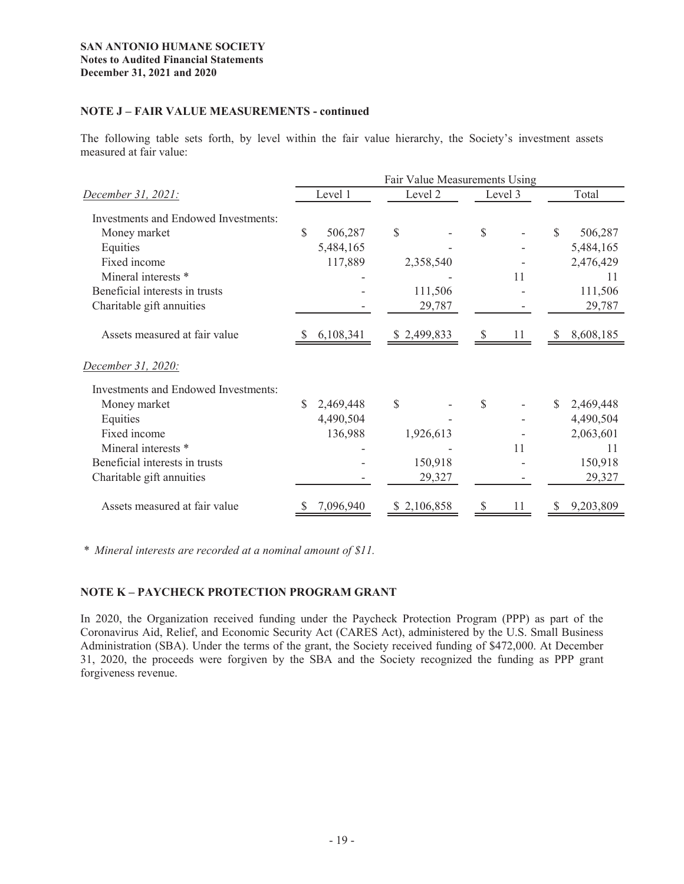## NOTE J – FAIR VALUE MEASUREMENTS - continued

The following table sets forth, by level within the fair value hierarchy, the Society's investment assets measured at fair value:

| | Fair Value Measurements Using | | | |
|---|---|---|---|---|
| *December 31, 2021:* | Level 1 | Level 2 | Level 3 | Total |
| Investments and Endowed Investments: | | | | |
| Money market | $ 506,287 | $ - | $ - | $ 506,287 |
| Equities | 5,484,165 | - | - | 5,484,165 |
| Fixed income | 117,889 | 2,358,540 | - | 2,476,429 |
| Mineral interests * | - | - | 11 | 11 |
| Beneficial interests in trusts | - | 111,506 | - | 111,506 |
| Charitable gift annuities | - | 29,787 | - | 29,787 |
| Assets measured at fair value | $ 6,108,341 | $ 2,499,833 | $ 11 | $ 8,608,185 |
| *December 31, 2020:* | | | | |
| Investments and Endowed Investments: | | | | |
| Money market | $ 2,469,448 | $ - | $ - | $ 2,469,448 |
| Equities | 4,490,504 | - | - | 4,490,504 |
| Fixed income | 136,988 | 1,926,613 | - | 2,063,601 |
| Mineral interests * | - | - | 11 | 11 |
| Beneficial interests in trusts | - | 150,918 | - | 150,918 |
| Charitable gift annuities | - | 29,327 | - | 29,327 |
| Assets measured at fair value | $ 7,096,940 | $ 2,106,858 | $ 11 | $ 9,203,809 |

* *Mineral interests are recorded at a nominal amount of $11.*

## NOTE K – PAYCHECK PROTECTION PROGRAM GRANT

In 2020, the Organization received funding under the Paycheck Protection Program (PPP) as part of the Coronavirus Aid, Relief, and Economic Security Act (CARES Act), administered by the U.S. Small Business Administration (SBA). Under the terms of the grant, the Society received funding of $472,000. At December 31, 2020, the proceeds were forgiven by the SBA and the Society recognized the funding as PPP grant forgiveness revenue.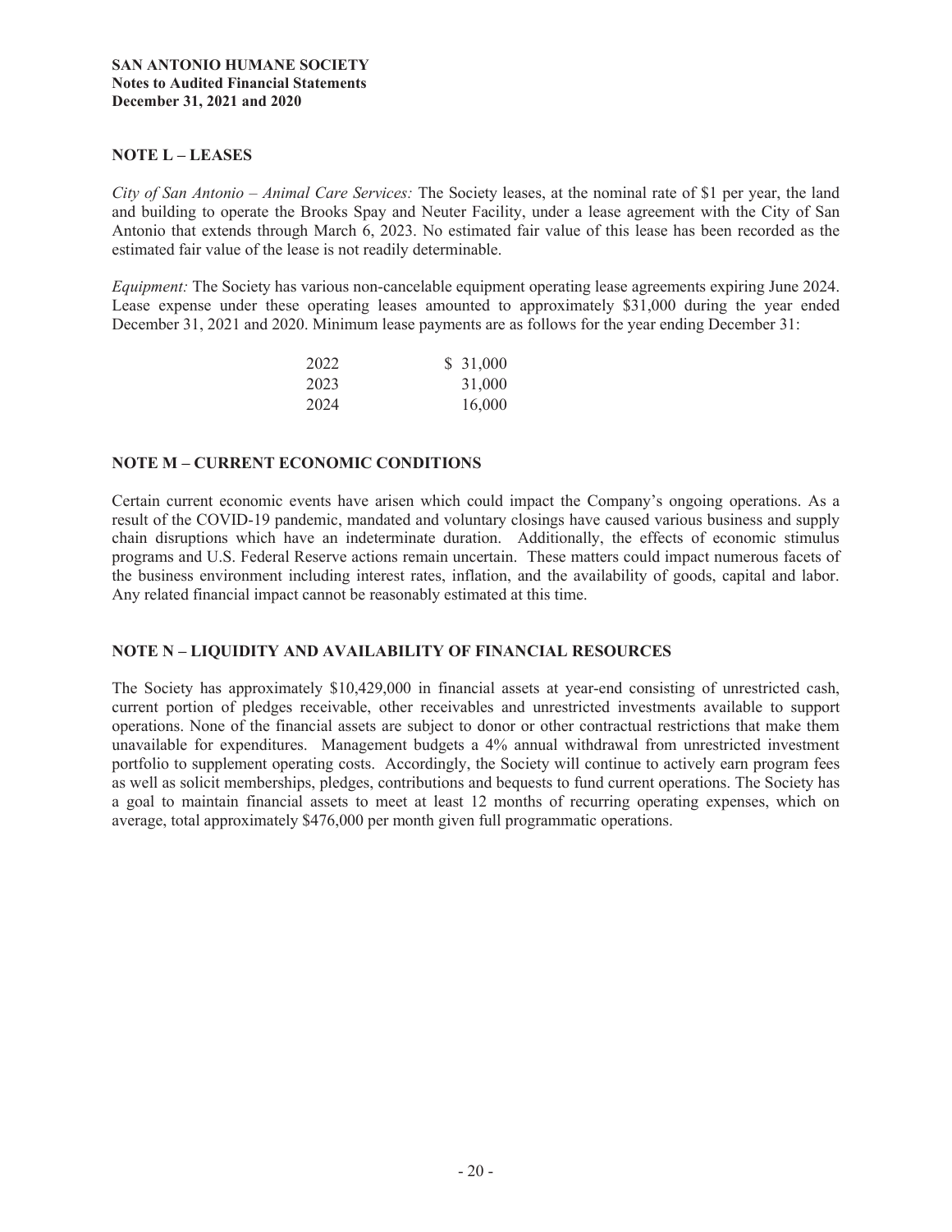**SAN ANTONIO HUMANE SOCIETY**
**Notes to Audited Financial Statements**
**December 31, 2021 and 2020**

## NOTE L – LEASES

*City of San Antonio – Animal Care Services:* The Society leases, at the nominal rate of $1 per year, the land and building to operate the Brooks Spay and Neuter Facility, under a lease agreement with the City of San Antonio that extends through March 6, 2023. No estimated fair value of this lease has been recorded as the estimated fair value of the lease is not readily determinable.

*Equipment:* The Society has various non-cancelable equipment operating lease agreements expiring June 2024. Lease expense under these operating leases amounted to approximately $31,000 during the year ended December 31, 2021 and 2020. Minimum lease payments are as follows for the year ending December 31:

| | |
|---|---|
| 2022 | $ 31,000 |
| 2023 | 31,000 |
| 2024 | 16,000 |

## NOTE M – CURRENT ECONOMIC CONDITIONS

Certain current economic events have arisen which could impact the Company's ongoing operations. As a result of the COVID-19 pandemic, mandated and voluntary closings have caused various business and supply chain disruptions which have an indeterminate duration. Additionally, the effects of economic stimulus programs and U.S. Federal Reserve actions remain uncertain. These matters could impact numerous facets of the business environment including interest rates, inflation, and the availability of goods, capital and labor. Any related financial impact cannot be reasonably estimated at this time.

## NOTE N – LIQUIDITY AND AVAILABILITY OF FINANCIAL RESOURCES

The Society has approximately $10,429,000 in financial assets at year-end consisting of unrestricted cash, current portion of pledges receivable, other receivables and unrestricted investments available to support operations. None of the financial assets are subject to donor or other contractual restrictions that make them unavailable for expenditures. Management budgets a 4% annual withdrawal from unrestricted investment portfolio to supplement operating costs. Accordingly, the Society will continue to actively earn program fees as well as solicit memberships, pledges, contributions and bequests to fund current operations. The Society has a goal to maintain financial assets to meet at least 12 months of recurring operating expenses, which on average, total approximately $476,000 per month given full programmatic operations.